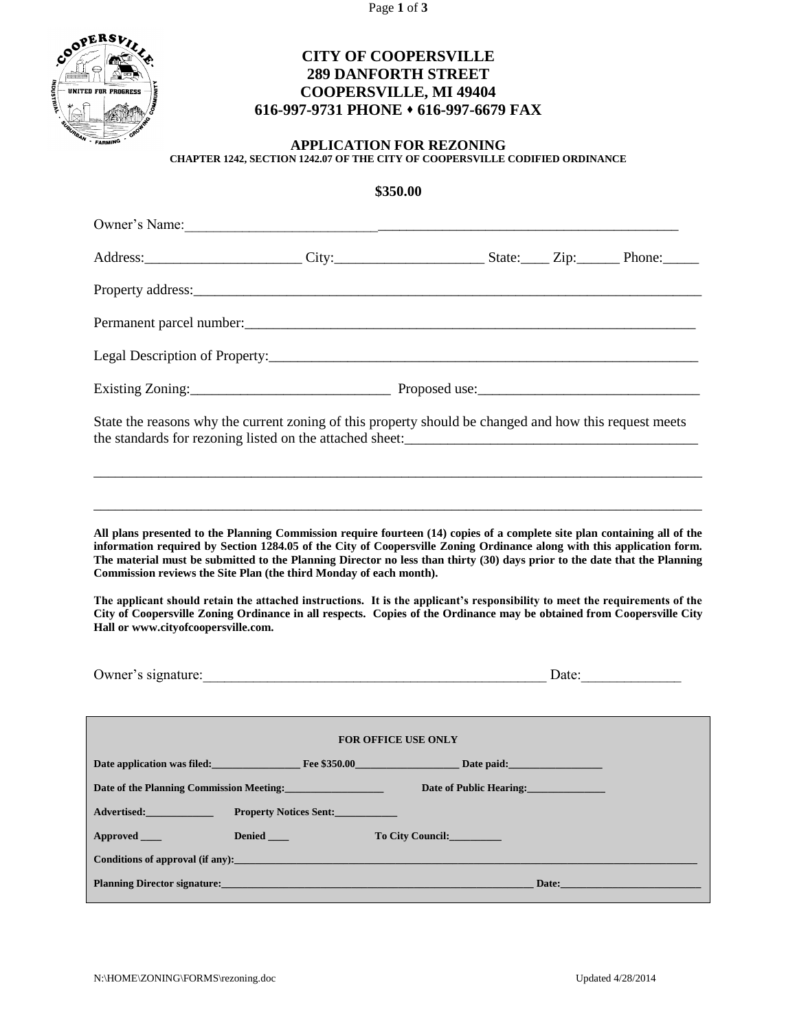# CITY OF COOPERSVILLE
## 289 DANFORTH STREET
## COOPERSVILLE, MI 49404
## 616-997-9731 PHONE ⬩ 616-997-6679 FAX

### APPLICATION FOR REZONING
**CHAPTER 1242, SECTION 1242.07 OF THE CITY OF COOPERSVILLE CODIFIED ORDINANCE**

**$350.00**

Owner's Name:___________________________________________________________________

Address:______________________ City:_____________________ State:____ Zip:______ Phone:_____

Property address:__________________________________________________________________

Permanent parcel number:____________________________________________________________

Legal Description of Property:________________________________________________________

Existing Zoning:____________________________ Proposed use:______________________________

State the reasons why the current zoning of this property should be changed and how this request meets the standards for rezoning listed on the attached sheet:_________________________________________

_______________________________________________________________________________________

_______________________________________________________________________________________

**All plans presented to the Planning Commission require fourteen (14) copies of a complete site plan containing all of the information required by Section 1284.05 of the City of Coopersville Zoning Ordinance along with this application form. The material must be submitted to the Planning Director no less than thirty (30) days prior to the date that the Planning Commission reviews the Site Plan (the third Monday of each month).**

**The applicant should retain the attached instructions. It is the applicant's responsibility to meet the requirements of the City of Coopersville Zoning Ordinance in all respects. Copies of the Ordinance may be obtained from Coopersville City Hall or www.cityofcoopersville.com.**

Owner's signature:__________________________________________________ Date:______________

**FOR OFFICE USE ONLY**

**Date application was filed:_________________ Fee $350.00____________________ Date paid:__________________**

**Date of the Planning Commission Meeting:___________________ Date of Public Hearing:_______________**

**Advertised:_____________ Property Notices Sent:____________**

**Approved ____ Denied ____ To City Council:__________**

**Conditions of approval (if any):_______________________________________________________________**

**Planning Director signature:_____________________________________________ Date:___________________**

N:\HOME\ZONING\FORMS\rezoning.doc Updated 4/28/2014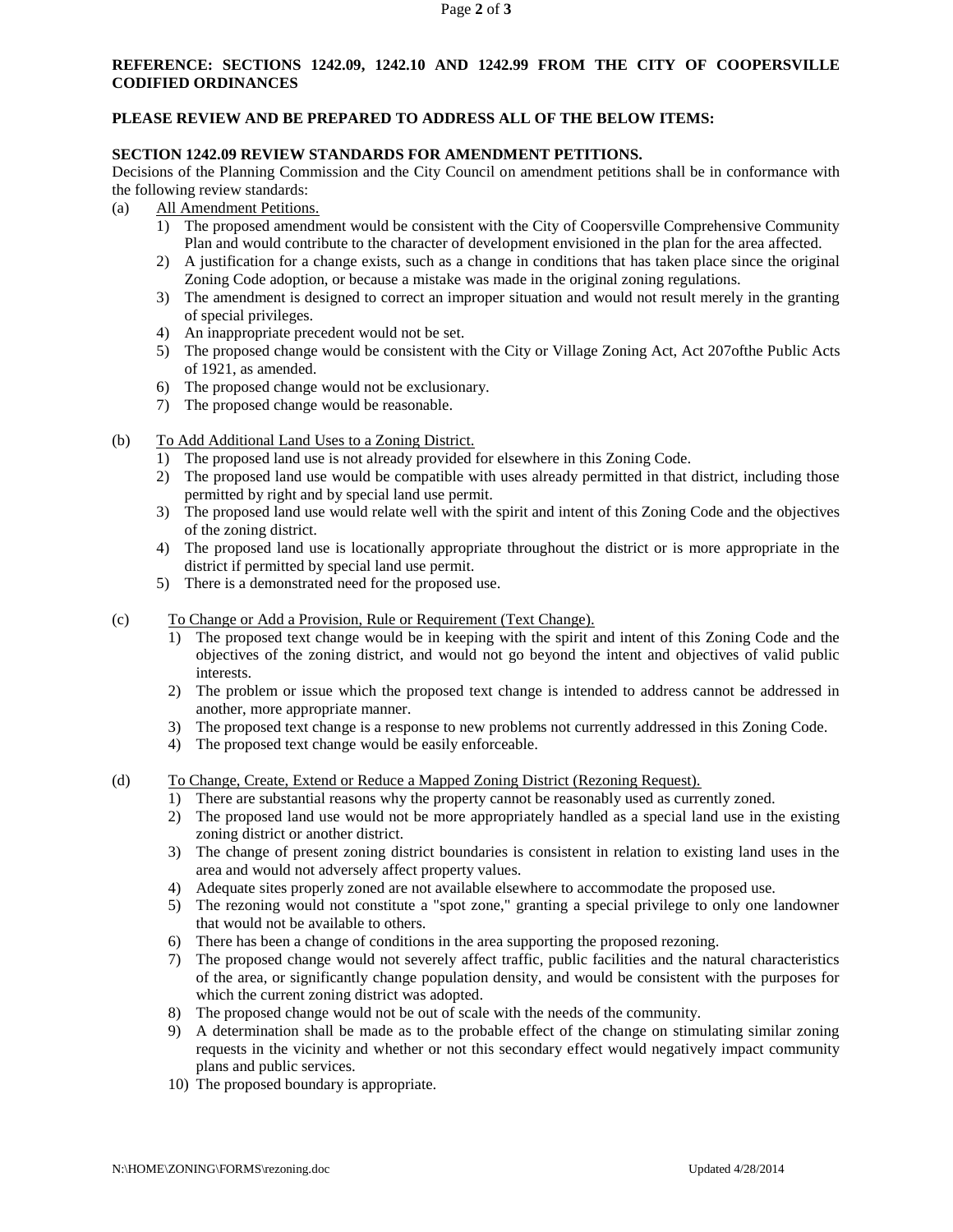**REFERENCE: SECTIONS 1242.09, 1242.10 AND 1242.99 FROM THE CITY OF COOPERSVILLE CODIFIED ORDINANCES**

**PLEASE REVIEW AND BE PREPARED TO ADDRESS ALL OF THE BELOW ITEMS:**

**SECTION 1242.09 REVIEW STANDARDS FOR AMENDMENT PETITIONS.**

Decisions of the Planning Commission and the City Council on amendment petitions shall be in conformance with the following review standards:

(a) All Amendment Petitions.

1) The proposed amendment would be consistent with the City of Coopersville Comprehensive Community Plan and would contribute to the character of development envisioned in the plan for the area affected.
2) A justification for a change exists, such as a change in conditions that has taken place since the original Zoning Code adoption, or because a mistake was made in the original zoning regulations.
3) The amendment is designed to correct an improper situation and would not result merely in the granting of special privileges.
4) An inappropriate precedent would not be set.
5) The proposed change would be consistent with the City or Village Zoning Act, Act 207ofthe Public Acts of 1921, as amended.
6) The proposed change would not be exclusionary.
7) The proposed change would be reasonable.

(b) To Add Additional Land Uses to a Zoning District.

1) The proposed land use is not already provided for elsewhere in this Zoning Code.
2) The proposed land use would be compatible with uses already permitted in that district, including those permitted by right and by special land use permit.
3) The proposed land use would relate well with the spirit and intent of this Zoning Code and the objectives of the zoning district.
4) The proposed land use is locationally appropriate throughout the district or is more appropriate in the district if permitted by special land use permit.
5) There is a demonstrated need for the proposed use.

(c) To Change or Add a Provision, Rule or Requirement (Text Change).

1) The proposed text change would be in keeping with the spirit and intent of this Zoning Code and the objectives of the zoning district, and would not go beyond the intent and objectives of valid public interests.
2) The problem or issue which the proposed text change is intended to address cannot be addressed in another, more appropriate manner.
3) The proposed text change is a response to new problems not currently addressed in this Zoning Code.
4) The proposed text change would be easily enforceable.

(d) To Change, Create, Extend or Reduce a Mapped Zoning District (Rezoning Request).

1) There are substantial reasons why the property cannot be reasonably used as currently zoned.
2) The proposed land use would not be more appropriately handled as a special land use in the existing zoning district or another district.
3) The change of present zoning district boundaries is consistent in relation to existing land uses in the area and would not adversely affect property values.
4) Adequate sites properly zoned are not available elsewhere to accommodate the proposed use.
5) The rezoning would not constitute a "spot zone," granting a special privilege to only one landowner that would not be available to others.
6) There has been a change of conditions in the area supporting the proposed rezoning.
7) The proposed change would not severely affect traffic, public facilities and the natural characteristics of the area, or significantly change population density, and would be consistent with the purposes for which the current zoning district was adopted.
8) The proposed change would not be out of scale with the needs of the community.
9) A determination shall be made as to the probable effect of the change on stimulating similar zoning requests in the vicinity and whether or not this secondary effect would negatively impact community plans and public services.
10) The proposed boundary is appropriate.

N:\HOME\ZONING\FORMS\rezoning.doc Updated 4/28/2014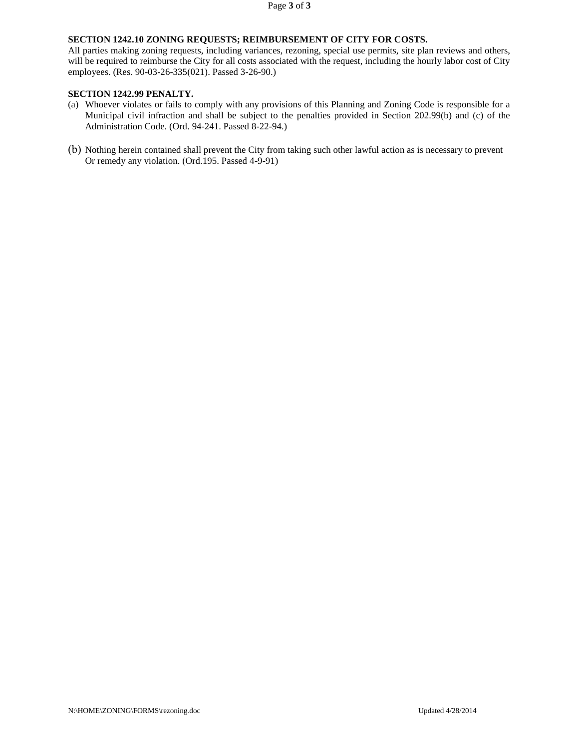**SECTION 1242.10 ZONING REQUESTS; REIMBURSEMENT OF CITY FOR COSTS.**

All parties making zoning requests, including variances, rezoning, special use permits, site plan reviews and others, will be required to reimburse the City for all costs associated with the request, including the hourly labor cost of City employees. (Res. 90-03-26-335(021). Passed 3-26-90.)

**SECTION 1242.99 PENALTY.**

(a) Whoever violates or fails to comply with any provisions of this Planning and Zoning Code is responsible for a Municipal civil infraction and shall be subject to the penalties provided in Section 202.99(b) and (c) of the Administration Code. (Ord. 94-241. Passed 8-22-94.)

(b) Nothing herein contained shall prevent the City from taking such other lawful action as is necessary to prevent Or remedy any violation. (Ord.195. Passed 4-9-91)